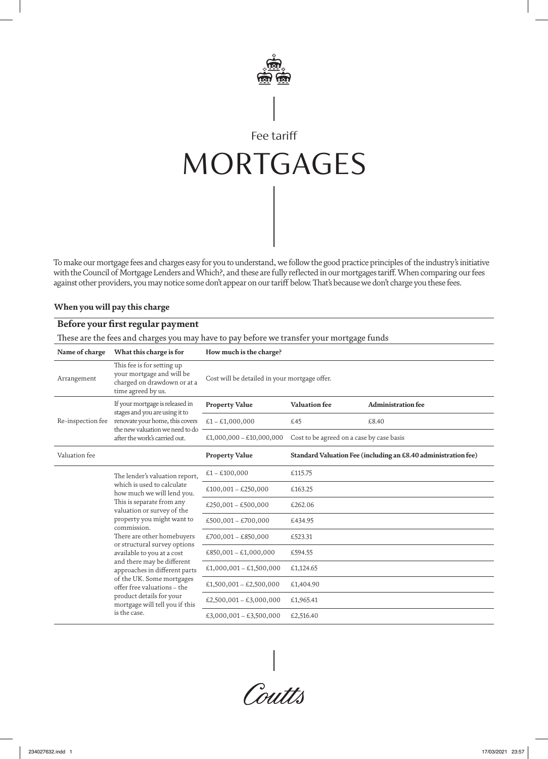Fee tariff

# MORTGAGES

To make our mortgage fees and charges easy for you to understand, we follow the good practice principles of the industry's initiative with the Council of Mortgage Lenders and Which?, and these are fully reflected in our mortgages tariff. When comparing our fees against other providers, you may notice some don't appear on our tariff below. That's because we don't charge you these fees.

**When you will pay this charge**

## Before your first regular payment

These are the fees and charges you may have to pay before we transfer your mortgage funds

| Name of charge | What this charge is for | How much is the charge? | | |
|---|---|---|---|---|
| Arrangement | This fee is for setting up your mortgage and will be charged on drawdown or at a time agreed by us. | Cost will be detailed in your mortgage offer. | | |
| Re-inspection fee | If your mortgage is released in stages and you are using it to renovate your home, this covers the new valuation we need to do after the work's carried out. | **Property Value** | **Valuation fee** | **Administration fee** |
| | | £1 – £1,000,000 | £45 | £8.40 |
| | | £1,000,000 – £10,000,000 | Cost to be agreed on a case by case basis | |
| Valuation fee | | **Property Value** | **Standard Valuation Fee (including an £8.40 administration fee)** | |
| | The lender's valuation report, which is used to calculate how much we will lend you. This is separate from any valuation or survey of the property you might want to commission. There are other homebuyers or structural survey options available to you at a cost and there may be different approaches in different parts of the UK. Some mortgages offer free valuations – the product details for your mortgage will tell you if this is the case. | £1 – £100,000 | £115.75 | |
| | | £100,001 – £250,000 | £163.25 | |
| | | £250,001 – £500,000 | £262.06 | |
| | | £500,001 – £700,000 | £434.95 | |
| | | £700,001 – £850,000 | £523.31 | |
| | | £850,001 – £1,000,000 | £594.55 | |
| | | £1,000,001 – £1,500,000 | £1,124.65 | |
| | | £1,500,001 – £2,500,000 | £1,404.90 | |
| | | £2,500,001 – £3,000,000 | £1,965.41 | |
| | | £3,000,001 – £3,500,000 | £2,516.40 | |

Coutts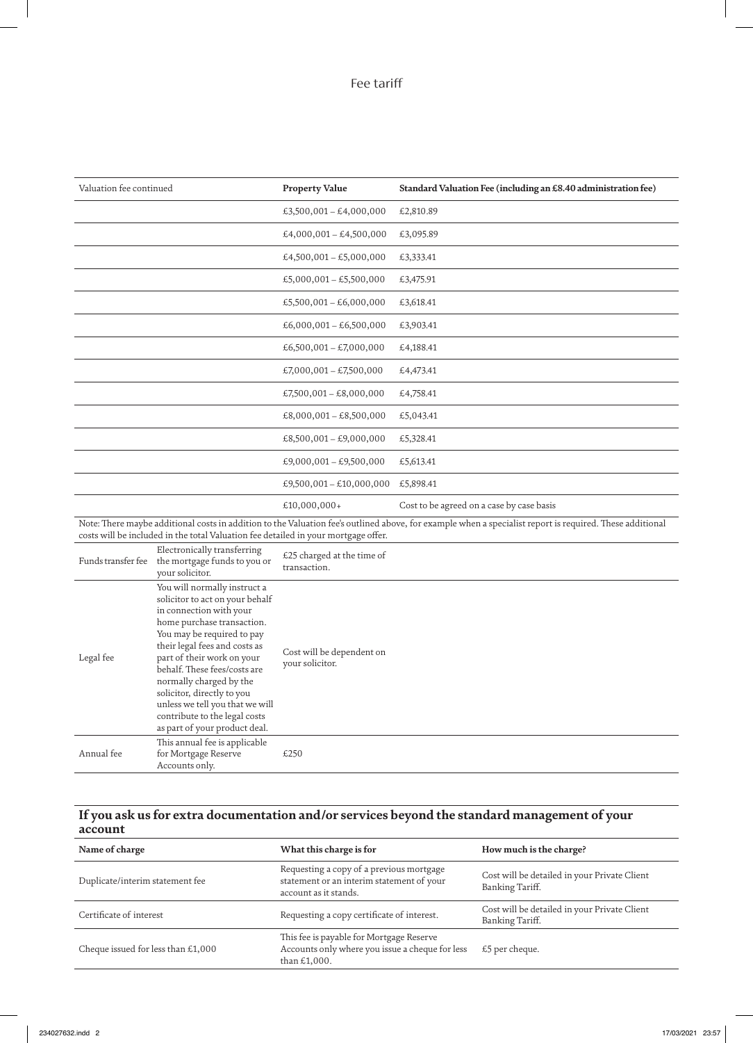# Fee tariff

| Valuation fee continued | Property Value | Standard Valuation Fee (including an £8.40 administration fee) |
|---|---|---|
| | £3,500,001 – £4,000,000 | £2,810.89 |
| | £4,000,001 – £4,500,000 | £3,095.89 |
| | £4,500,001 – £5,000,000 | £3,333.41 |
| | £5,000,001 – £5,500,000 | £3,475.91 |
| | £5,500,001 – £6,000,000 | £3,618.41 |
| | £6,000,001 – £6,500,000 | £3,903.41 |
| | £6,500,001 – £7,000,000 | £4,188.41 |
| | £7,000,001 – £7,500,000 | £4,473.41 |
| | £7,500,001 – £8,000,000 | £4,758.41 |
| | £8,000,001 – £8,500,000 | £5,043.41 |
| | £8,500,001 – £9,000,000 | £5,328.41 |
| | £9,000,001 – £9,500,000 | £5,613.41 |
| | £9,500,001 – £10,000,000 | £5,898.41 |
| | £10,000,000+ | Cost to be agreed on a case by case basis |

Note: There maybe additional costs in addition to the Valuation fee's outlined above, for example when a specialist report is required. These additional costs will be included in the total Valuation fee detailed in your mortgage offer.

| | | |
|---|---|---|
| Funds transfer fee | Electronically transferring the mortgage funds to you or your solicitor. | £25 charged at the time of transaction. |
| Legal fee | You will normally instruct a solicitor to act on your behalf in connection with your home purchase transaction. You may be required to pay their legal fees and costs as part of their work on your behalf. These fees/costs are normally charged by the solicitor, directly to you unless we tell you that we will contribute to the legal costs as part of your product deal. | Cost will be dependent on your solicitor. |
| Annual fee | This annual fee is applicable for Mortgage Reserve Accounts only. | £250 |

## If you ask us for extra documentation and/or services beyond the standard management of your account

| Name of charge | What this charge is for | How much is the charge? |
|---|---|---|
| Duplicate/interim statement fee | Requesting a copy of a previous mortgage statement or an interim statement of your account as it stands. | Cost will be detailed in your Private Client Banking Tariff. |
| Certificate of interest | Requesting a copy certificate of interest. | Cost will be detailed in your Private Client Banking Tariff. |
| Cheque issued for less than £1,000 | This fee is payable for Mortgage Reserve Accounts only where you issue a cheque for less than £1,000. | £5 per cheque. |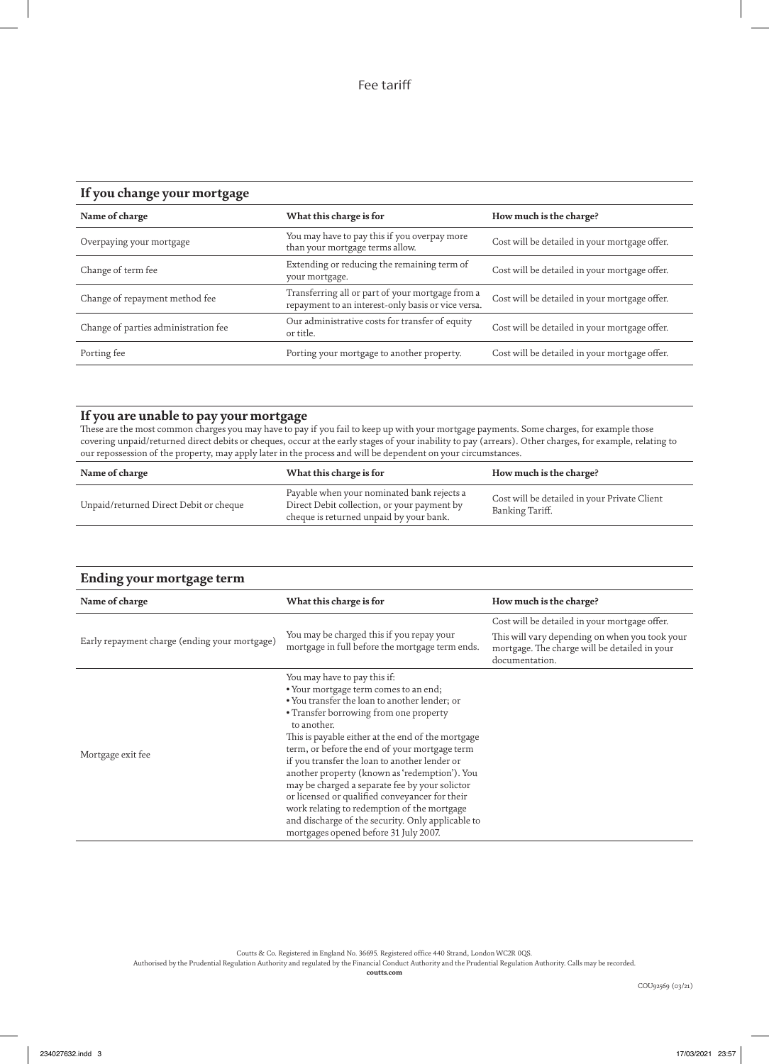# Fee tariff

## If you change your mortgage

| Name of charge | What this charge is for | How much is the charge? |
|---|---|---|
| Overpaying your mortgage | You may have to pay this if you overpay more than your mortgage terms allow. | Cost will be detailed in your mortgage offer. |
| Change of term fee | Extending or reducing the remaining term of your mortgage. | Cost will be detailed in your mortgage offer. |
| Change of repayment method fee | Transferring all or part of your mortgage from a repayment to an interest-only basis or vice versa. | Cost will be detailed in your mortgage offer. |
| Change of parties administration fee | Our administrative costs for transfer of equity or title. | Cost will be detailed in your mortgage offer. |
| Porting fee | Porting your mortgage to another property. | Cost will be detailed in your mortgage offer. |

## If you are unable to pay your mortgage

These are the most common charges you may have to pay if you fail to keep up with your mortgage payments. Some charges, for example those covering unpaid/returned direct debits or cheques, occur at the early stages of your inability to pay (arrears). Other charges, for example, relating to our repossession of the property, may apply later in the process and will be dependent on your circumstances.

| Name of charge | What this charge is for | How much is the charge? |
|---|---|---|
| Unpaid/returned Direct Debit or cheque | Payable when your nominated bank rejects a Direct Debit collection, or your payment by cheque is returned unpaid by your bank. | Cost will be detailed in your Private Client Banking Tariff. |

## Ending your mortgage term

| Name of charge | What this charge is for | How much is the charge? |
|---|---|---|
| Early repayment charge (ending your mortgage) | You may be charged this if you repay your mortgage in full before the mortgage term ends. | Cost will be detailed in your mortgage offer. This will vary depending on when you took your mortgage. The charge will be detailed in your documentation. |
| Mortgage exit fee | You may have to pay this if: • Your mortgage term comes to an end; • You transfer the loan to another lender; or • Transfer borrowing from one property to another. This is payable either at the end of the mortgage term, or before the end of your mortgage term if you transfer the loan to another lender or another property (known as 'redemption'). You may be charged a separate fee by your solictor or licensed or qualified conveyancer for their work relating to redemption of the mortgage and discharge of the security. Only applicable to mortgages opened before 31 July 2007. | |

Coutts & Co. Registered in England No. 36695. Registered office 440 Strand, London WC2R 0QS.
Authorised by the Prudential Regulation Authority and regulated by the Financial Conduct Authority and the Prudential Regulation Authority. Calls may be recorded.
**coutts.com**

COU92569 (03/21)